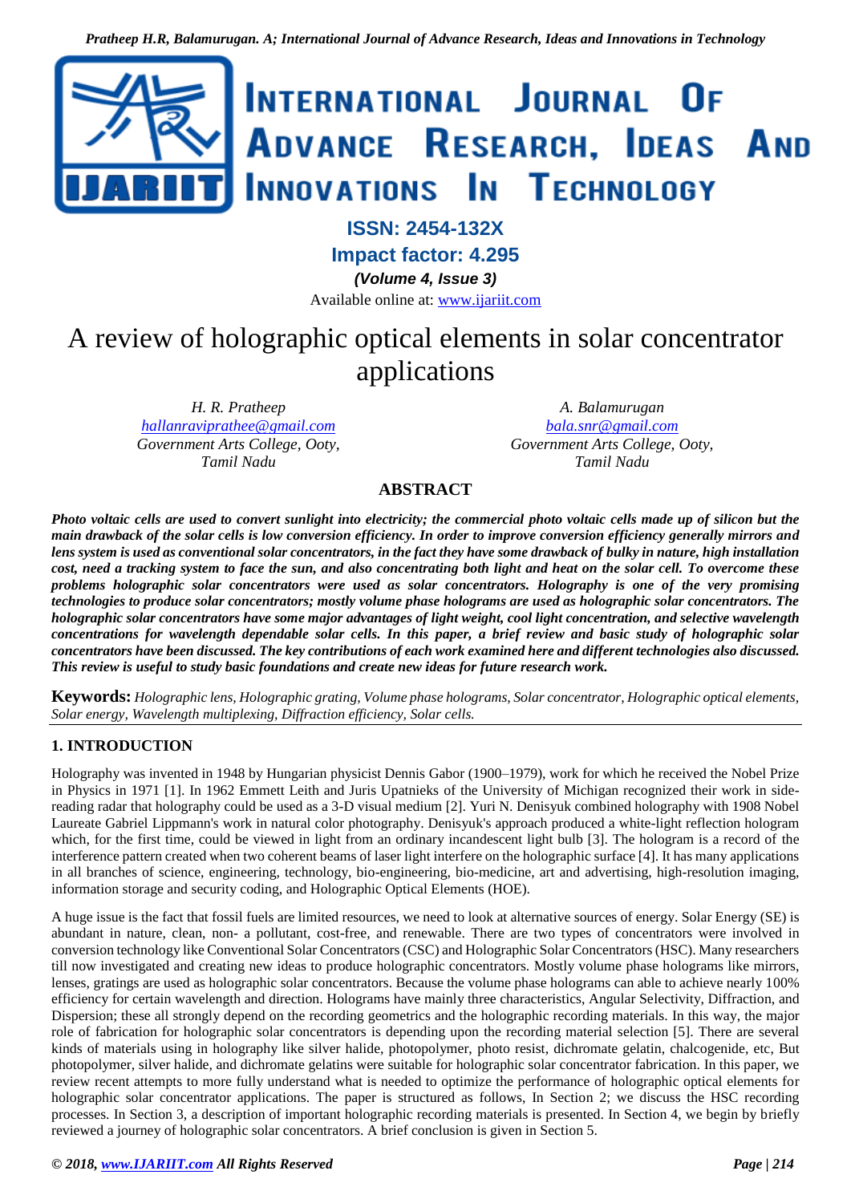# A review of holographic optical elements in solar concentrator applications

*H. R. Pratheep*
*hallanraviprathee@gmail.com*
*Government Arts College, Ooty, Tamil Nadu*

*A. Balamurugan*
*bala.snr@gmail.com*
*Government Arts College, Ooty, Tamil Nadu*

## ABSTRACT

***Photo voltaic cells are used to convert sunlight into electricity; the commercial photo voltaic cells made up of silicon but the main drawback of the solar cells is low conversion efficiency. In order to improve conversion efficiency generally mirrors and lens system is used as conventional solar concentrators, in the fact they have some drawback of bulky in nature, high installation cost, need a tracking system to face the sun, and also concentrating both light and heat on the solar cell. To overcome these problems holographic solar concentrators were used as solar concentrators. Holography is one of the very promising technologies to produce solar concentrators; mostly volume phase holograms are used as holographic solar concentrators. The holographic solar concentrators have some major advantages of light weight, cool light concentration, and selective wavelength concentrations for wavelength dependable solar cells. In this paper, a brief review and basic study of holographic solar concentrators have been discussed. The key contributions of each work examined here and different technologies also discussed. This review is useful to study basic foundations and create new ideas for future research work.***

**Keywords:** *Holographic lens, Holographic grating, Volume phase holograms, Solar concentrator, Holographic optical elements, Solar energy, Wavelength multiplexing, Diffraction efficiency, Solar cells.*

## 1. INTRODUCTION

Holography was invented in 1948 by Hungarian physicist Dennis Gabor (1900–1979), work for which he received the Nobel Prize in Physics in 1971 [1]. In 1962 Emmett Leith and Juris Upatnieks of the University of Michigan recognized their work in side-reading radar that holography could be used as a 3-D visual medium [2]. Yuri N. Denisyuk combined holography with 1908 Nobel Laureate Gabriel Lippmann's work in natural color photography. Denisyuk's approach produced a white-light reflection hologram which, for the first time, could be viewed in light from an ordinary incandescent light bulb [3]. The hologram is a record of the interference pattern created when two coherent beams of laser light interfere on the holographic surface [4]. It has many applications in all branches of science, engineering, technology, bio-engineering, bio-medicine, art and advertising, high-resolution imaging, information storage and security coding, and Holographic Optical Elements (HOE).

A huge issue is the fact that fossil fuels are limited resources, we need to look at alternative sources of energy. Solar Energy (SE) is abundant in nature, clean, non- a pollutant, cost-free, and renewable. There are two types of concentrators were involved in conversion technology like Conventional Solar Concentrators (CSC) and Holographic Solar Concentrators (HSC). Many researchers till now investigated and creating new ideas to produce holographic concentrators. Mostly volume phase holograms like mirrors, lenses, gratings are used as holographic solar concentrators. Because the volume phase holograms can able to achieve nearly 100% efficiency for certain wavelength and direction. Holograms have mainly three characteristics, Angular Selectivity, Diffraction, and Dispersion; these all strongly depend on the recording geometrics and the holographic recording materials. In this way, the major role of fabrication for holographic solar concentrators is depending upon the recording material selection [5]. There are several kinds of materials using in holography like silver halide, photopolymer, photo resist, dichromate gelatin, chalcogenide, etc, But photopolymer, silver halide, and dichromate gelatins were suitable for holographic solar concentrator fabrication. In this paper, we review recent attempts to more fully understand what is needed to optimize the performance of holographic optical elements for holographic solar concentrator applications. The paper is structured as follows, In Section 2; we discuss the HSC recording processes. In Section 3, a description of important holographic recording materials is presented. In Section 4, we begin by briefly reviewed a journey of holographic solar concentrators. A brief conclusion is given in Section 5.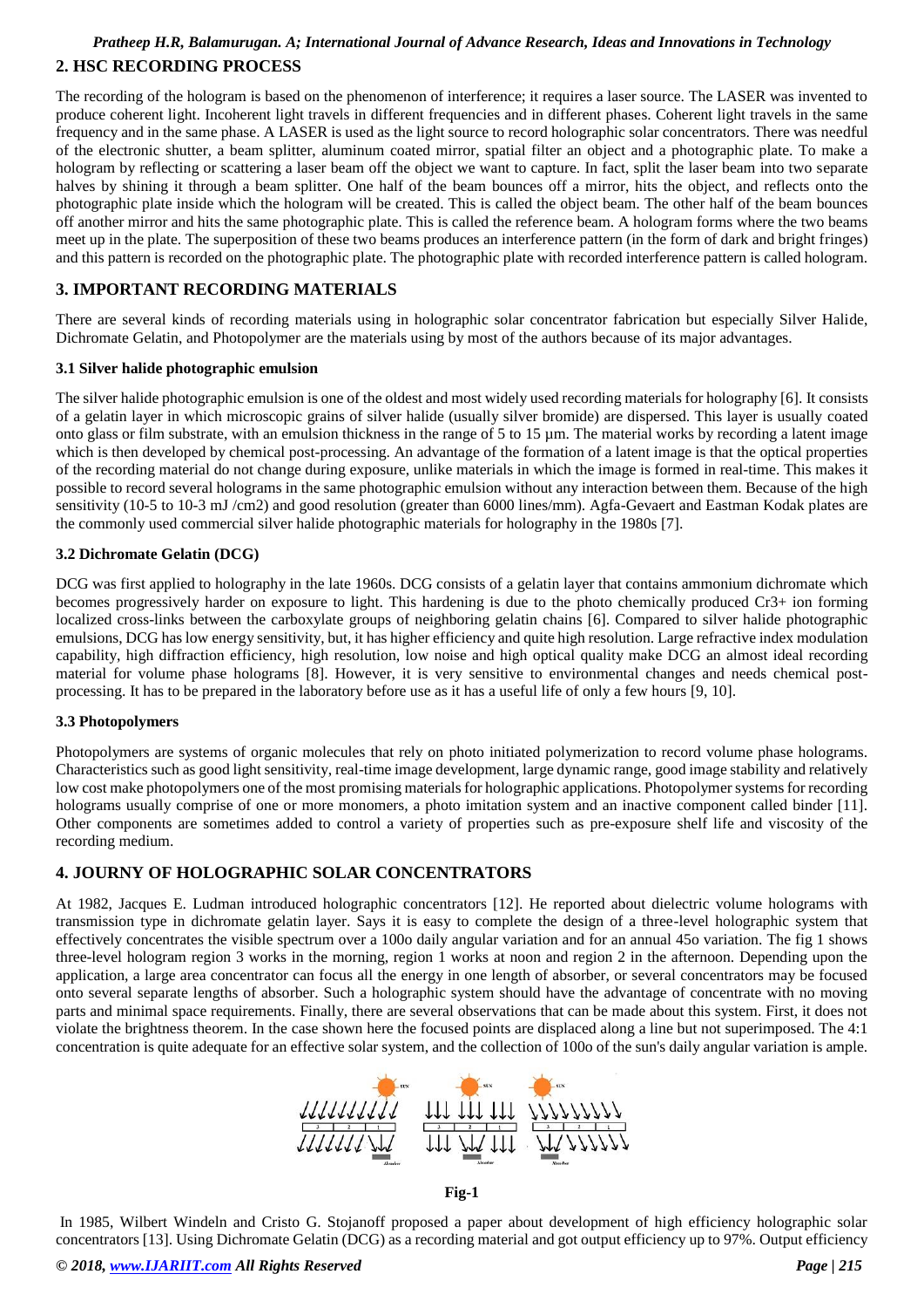## 2. HSC RECORDING PROCESS

The recording of the hologram is based on the phenomenon of interference; it requires a laser source. The LASER was invented to produce coherent light. Incoherent light travels in different frequencies and in different phases. Coherent light travels in the same frequency and in the same phase. A LASER is used as the light source to record holographic solar concentrators. There was needful of the electronic shutter, a beam splitter, aluminum coated mirror, spatial filter an object and a photographic plate. To make a hologram by reflecting or scattering a laser beam off the object we want to capture. In fact, split the laser beam into two separate halves by shining it through a beam splitter. One half of the beam bounces off a mirror, hits the object, and reflects onto the photographic plate inside which the hologram will be created. This is called the object beam. The other half of the beam bounces off another mirror and hits the same photographic plate. This is called the reference beam. A hologram forms where the two beams meet up in the plate. The superposition of these two beams produces an interference pattern (in the form of dark and bright fringes) and this pattern is recorded on the photographic plate. The photographic plate with recorded interference pattern is called hologram.

## 3. IMPORTANT RECORDING MATERIALS

There are several kinds of recording materials using in holographic solar concentrator fabrication but especially Silver Halide, Dichromate Gelatin, and Photopolymer are the materials using by most of the authors because of its major advantages.

### 3.1 Silver halide photographic emulsion

The silver halide photographic emulsion is one of the oldest and most widely used recording materials for holography [6]. It consists of a gelatin layer in which microscopic grains of silver halide (usually silver bromide) are dispersed. This layer is usually coated onto glass or film substrate, with an emulsion thickness in the range of 5 to 15 µm. The material works by recording a latent image which is then developed by chemical post-processing. An advantage of the formation of a latent image is that the optical properties of the recording material do not change during exposure, unlike materials in which the image is formed in real-time. This makes it possible to record several holograms in the same photographic emulsion without any interaction between them. Because of the high sensitivity (10-5 to 10-3 mJ /cm2) and good resolution (greater than 6000 lines/mm). Agfa-Gevaert and Eastman Kodak plates are the commonly used commercial silver halide photographic materials for holography in the 1980s [7].

### 3.2 Dichromate Gelatin (DCG)

DCG was first applied to holography in the late 1960s. DCG consists of a gelatin layer that contains ammonium dichromate which becomes progressively harder on exposure to light. This hardening is due to the photo chemically produced $Cr^{3+}$ ion forming localized cross-links between the carboxylate groups of neighboring gelatin chains [6]. Compared to silver halide photographic emulsions, DCG has low energy sensitivity, but, it has higher efficiency and quite high resolution. Large refractive index modulation capability, high diffraction efficiency, high resolution, low noise and high optical quality make DCG an almost ideal recording material for volume phase holograms [8]. However, it is very sensitive to environmental changes and needs chemical post-processing. It has to be prepared in the laboratory before use as it has a useful life of only a few hours [9, 10].

### 3.3 Photopolymers

Photopolymers are systems of organic molecules that rely on photo initiated polymerization to record volume phase holograms. Characteristics such as good light sensitivity, real-time image development, large dynamic range, good image stability and relatively low cost make photopolymers one of the most promising materials for holographic applications. Photopolymer systems for recording holograms usually comprise of one or more monomers, a photo imitation system and an inactive component called binder [11]. Other components are sometimes added to control a variety of properties such as pre-exposure shelf life and viscosity of the recording medium.

## 4. JOURNY OF HOLOGRAPHIC SOLAR CONCENTRATORS

At 1982, Jacques E. Ludman introduced holographic concentrators [12]. He reported about dielectric volume holograms with transmission type in dichromate gelatin layer. Says it is easy to complete the design of a three-level holographic system that effectively concentrates the visible spectrum over a 100o daily angular variation and for an annual 45o variation. The fig 1 shows three-level hologram region 3 works in the morning, region 1 works at noon and region 2 in the afternoon. Depending upon the application, a large area concentrator can focus all the energy in one length of absorber, or several concentrators may be focused onto several separate lengths of absorber. Such a holographic system should have the advantage of concentrate with no moving parts and minimal space requirements. Finally, there are several observations that can be made about this system. First, it does not violate the brightness theorem. In the case shown here the focused points are displaced along a line but not superimposed. The 4:1 concentration is quite adequate for an effective solar system, and the collection of 100o of the sun's daily angular variation is ample.

**Fig-1**

In 1985, Wilbert Windeln and Cristo G. Stojanoff proposed a paper about development of high efficiency holographic solar concentrators [13]. Using Dichromate Gelatin (DCG) as a recording material and got output efficiency up to 97%. Output efficiency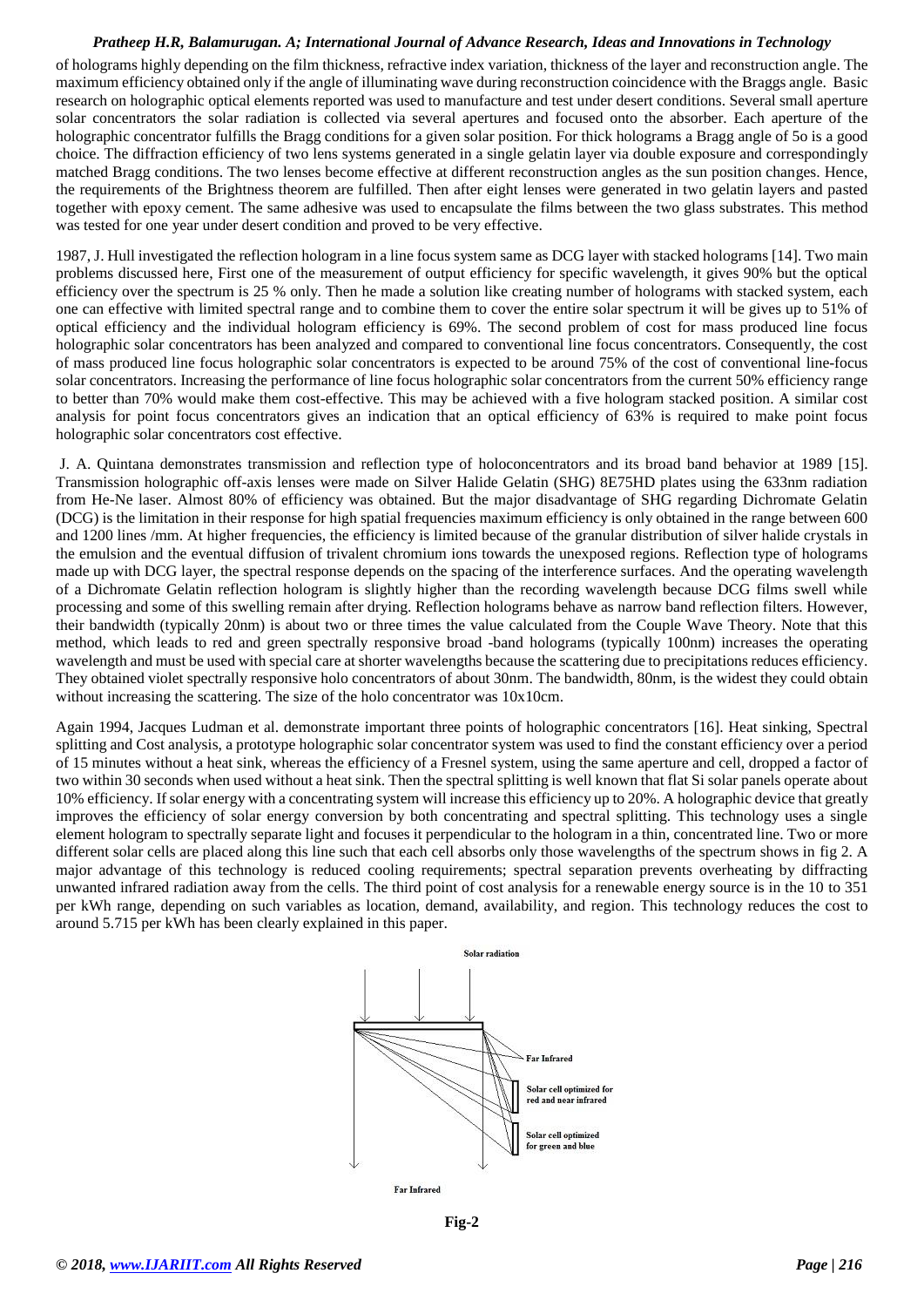of holograms highly depending on the film thickness, refractive index variation, thickness of the layer and reconstruction angle. The maximum efficiency obtained only if the angle of illuminating wave during reconstruction coincidence with the Braggs angle. Basic research on holographic optical elements reported was used to manufacture and test under desert conditions. Several small aperture solar concentrators the solar radiation is collected via several apertures and focused onto the absorber. Each aperture of the holographic concentrator fulfills the Bragg conditions for a given solar position. For thick holograms a Bragg angle of 5o is a good choice. The diffraction efficiency of two lens systems generated in a single gelatin layer via double exposure and correspondingly matched Bragg conditions. The two lenses become effective at different reconstruction angles as the sun position changes. Hence, the requirements of the Brightness theorem are fulfilled. Then after eight lenses were generated in two gelatin layers and pasted together with epoxy cement. The same adhesive was used to encapsulate the films between the two glass substrates. This method was tested for one year under desert condition and proved to be very effective.

1987, J. Hull investigated the reflection hologram in a line focus system same as DCG layer with stacked holograms [14]. Two main problems discussed here, First one of the measurement of output efficiency for specific wavelength, it gives 90% but the optical efficiency over the spectrum is 25 % only. Then he made a solution like creating number of holograms with stacked system, each one can effective with limited spectral range and to combine them to cover the entire solar spectrum it will be gives up to 51% of optical efficiency and the individual hologram efficiency is 69%. The second problem of cost for mass produced line focus holographic solar concentrators has been analyzed and compared to conventional line focus concentrators. Consequently, the cost of mass produced line focus holographic solar concentrators is expected to be around 75% of the cost of conventional line-focus solar concentrators. Increasing the performance of line focus holographic solar concentrators from the current 50% efficiency range to better than 70% would make them cost-effective. This may be achieved with a five hologram stacked position. A similar cost analysis for point focus concentrators gives an indication that an optical efficiency of 63% is required to make point focus holographic solar concentrators cost effective.

J. A. Quintana demonstrates transmission and reflection type of holoconcentrators and its broad band behavior at 1989 [15]. Transmission holographic off-axis lenses were made on Silver Halide Gelatin (SHG) 8E75HD plates using the 633nm radiation from He-Ne laser. Almost 80% of efficiency was obtained. But the major disadvantage of SHG regarding Dichromate Gelatin (DCG) is the limitation in their response for high spatial frequencies maximum efficiency is only obtained in the range between 600 and 1200 lines /mm. At higher frequencies, the efficiency is limited because of the granular distribution of silver halide crystals in the emulsion and the eventual diffusion of trivalent chromium ions towards the unexposed regions. Reflection type of holograms made up with DCG layer, the spectral response depends on the spacing of the interference surfaces. And the operating wavelength of a Dichromate Gelatin reflection hologram is slightly higher than the recording wavelength because DCG films swell while processing and some of this swelling remain after drying. Reflection holograms behave as narrow band reflection filters. However, their bandwidth (typically 20nm) is about two or three times the value calculated from the Couple Wave Theory. Note that this method, which leads to red and green spectrally responsive broad -band holograms (typically 100nm) increases the operating wavelength and must be used with special care at shorter wavelengths because the scattering due to precipitations reduces efficiency. They obtained violet spectrally responsive holo concentrators of about 30nm. The bandwidth, 80nm, is the widest they could obtain without increasing the scattering. The size of the holo concentrator was 10x10cm.

Again 1994, Jacques Ludman et al. demonstrate important three points of holographic concentrators [16]. Heat sinking, Spectral splitting and Cost analysis, a prototype holographic solar concentrator system was used to find the constant efficiency over a period of 15 minutes without a heat sink, whereas the efficiency of a Fresnel system, using the same aperture and cell, dropped a factor of two within 30 seconds when used without a heat sink. Then the spectral splitting is well known that flat Si solar panels operate about 10% efficiency. If solar energy with a concentrating system will increase this efficiency up to 20%. A holographic device that greatly improves the efficiency of solar energy conversion by both concentrating and spectral splitting. This technology uses a single element hologram to spectrally separate light and focuses it perpendicular to the hologram in a thin, concentrated line. Two or more different solar cells are placed along this line such that each cell absorbs only those wavelengths of the spectrum shows in fig 2. A major advantage of this technology is reduced cooling requirements; spectral separation prevents overheating by diffracting unwanted infrared radiation away from the cells. The third point of cost analysis for a renewable energy source is in the 10 to 351 per kWh range, depending on such variables as location, demand, availability, and region. This technology reduces the cost to around 5.715 per kWh has been clearly explained in this paper.

Solar radiation

Far Infrared

Solar cell optimized for red and near infrared

Solar cell optimized for green and blue

Far Infrared

**Fig-2**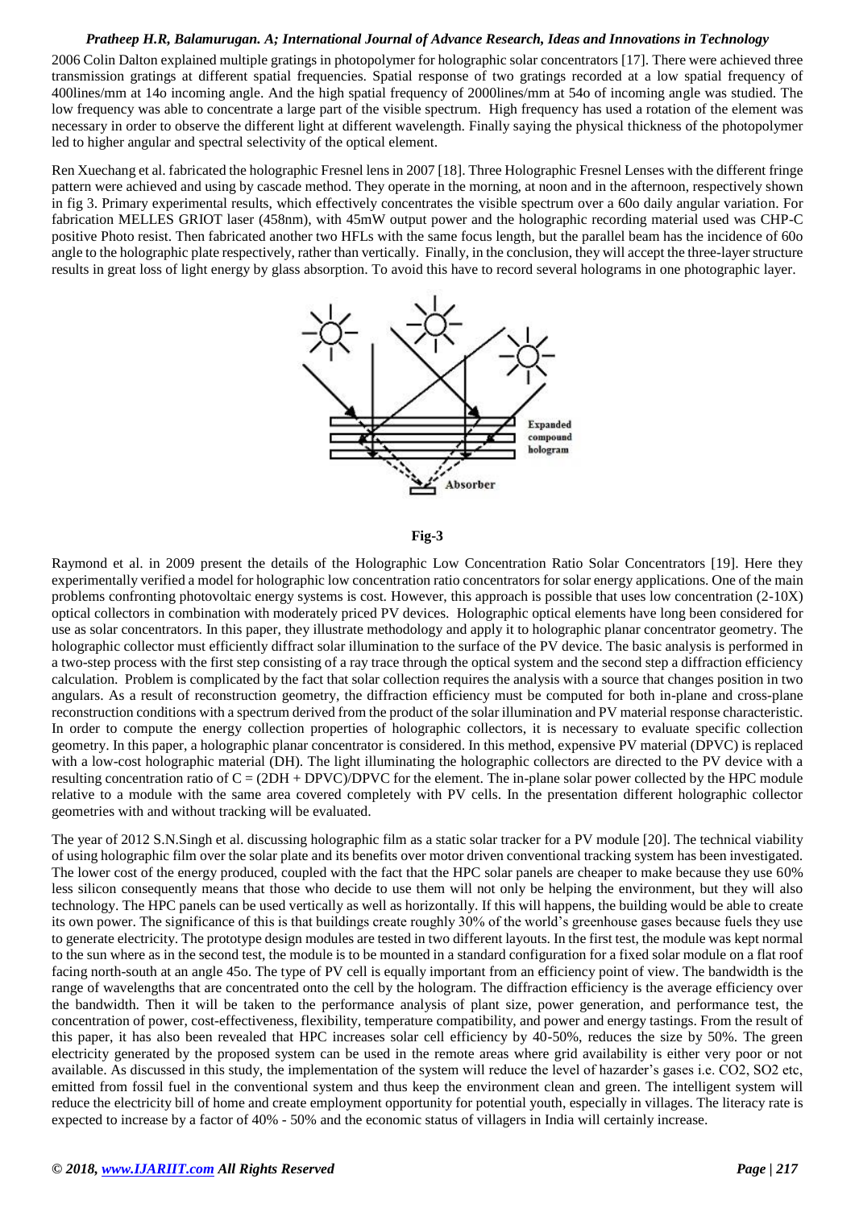2006 Colin Dalton explained multiple gratings in photopolymer for holographic solar concentrators [17]. There were achieved three transmission gratings at different spatial frequencies. Spatial response of two gratings recorded at a low spatial frequency of 400lines/mm at 14o incoming angle. And the high spatial frequency of 2000lines/mm at 54o of incoming angle was studied. The low frequency was able to concentrate a large part of the visible spectrum. High frequency has used a rotation of the element was necessary in order to observe the different light at different wavelength. Finally saying the physical thickness of the photopolymer led to higher angular and spectral selectivity of the optical element.

Ren Xuechang et al. fabricated the holographic Fresnel lens in 2007 [18]. Three Holographic Fresnel Lenses with the different fringe pattern were achieved and using by cascade method. They operate in the morning, at noon and in the afternoon, respectively shown in fig 3. Primary experimental results, which effectively concentrates the visible spectrum over a 60o daily angular variation. For fabrication MELLES GRIOT laser (458nm), with 45mW output power and the holographic recording material used was CHP-C positive Photo resist. Then fabricated another two HFLs with the same focus length, but the parallel beam has the incidence of 60o angle to the holographic plate respectively, rather than vertically. Finally, in the conclusion, they will accept the three-layer structure results in great loss of light energy by glass absorption. To avoid this have to record several holograms in one photographic layer.

Expanded compound hologram

Absorber

**Fig-3**

Raymond et al. in 2009 present the details of the Holographic Low Concentration Ratio Solar Concentrators [19]. Here they experimentally verified a model for holographic low concentration ratio concentrators for solar energy applications. One of the main problems confronting photovoltaic energy systems is cost. However, this approach is possible that uses low concentration (2-10X) optical collectors in combination with moderately priced PV devices. Holographic optical elements have long been considered for use as solar concentrators. In this paper, they illustrate methodology and apply it to holographic planar concentrator geometry. The holographic collector must efficiently diffract solar illumination to the surface of the PV device. The basic analysis is performed in a two-step process with the first step consisting of a ray trace through the optical system and the second step a diffraction efficiency calculation. Problem is complicated by the fact that solar collection requires the analysis with a source that changes position in two angulars. As a result of reconstruction geometry, the diffraction efficiency must be computed for both in-plane and cross-plane reconstruction conditions with a spectrum derived from the product of the solar illumination and PV material response characteristic. In order to compute the energy collection properties of holographic collectors, it is necessary to evaluate specific collection geometry. In this paper, a holographic planar concentrator is considered. In this method, expensive PV material (DPVC) is replaced with a low-cost holographic material (DH). The light illuminating the holographic collectors are directed to the PV device with a resulting concentration ratio of C = (2DH + DPVC)/DPVC for the element. The in-plane solar power collected by the HPC module relative to a module with the same area covered completely with PV cells. In the presentation different holographic collector geometries with and without tracking will be evaluated.

The year of 2012 S.N.Singh et al. discussing holographic film as a static solar tracker for a PV module [20]. The technical viability of using holographic film over the solar plate and its benefits over motor driven conventional tracking system has been investigated. The lower cost of the energy produced, coupled with the fact that the HPC solar panels are cheaper to make because they use 60% less silicon consequently means that those who decide to use them will not only be helping the environment, but they will also technology. The HPC panels can be used vertically as well as horizontally. If this will happens, the building would be able to create its own power. The significance of this is that buildings create roughly 30% of the world's greenhouse gases because fuels they use to generate electricity. The prototype design modules are tested in two different layouts. In the first test, the module was kept normal to the sun where as in the second test, the module is to be mounted in a standard configuration for a fixed solar module on a flat roof facing north-south at an angle 45o. The type of PV cell is equally important from an efficiency point of view. The bandwidth is the range of wavelengths that are concentrated onto the cell by the hologram. The diffraction efficiency is the average efficiency over the bandwidth. Then it will be taken to the performance analysis of plant size, power generation, and performance test, the concentration of power, cost-effectiveness, flexibility, temperature compatibility, and power and energy tastings. From the result of this paper, it has also been revealed that HPC increases solar cell efficiency by 40-50%, reduces the size by 50%. The green electricity generated by the proposed system can be used in the remote areas where grid availability is either very poor or not available. As discussed in this study, the implementation of the system will reduce the level of hazarder's gases i.e. $CO_2$, $SO_2$ etc, emitted from fossil fuel in the conventional system and thus keep the environment clean and green. The intelligent system will reduce the electricity bill of home and create employment opportunity for potential youth, especially in villages. The literacy rate is expected to increase by a factor of 40% - 50% and the economic status of villagers in India will certainly increase.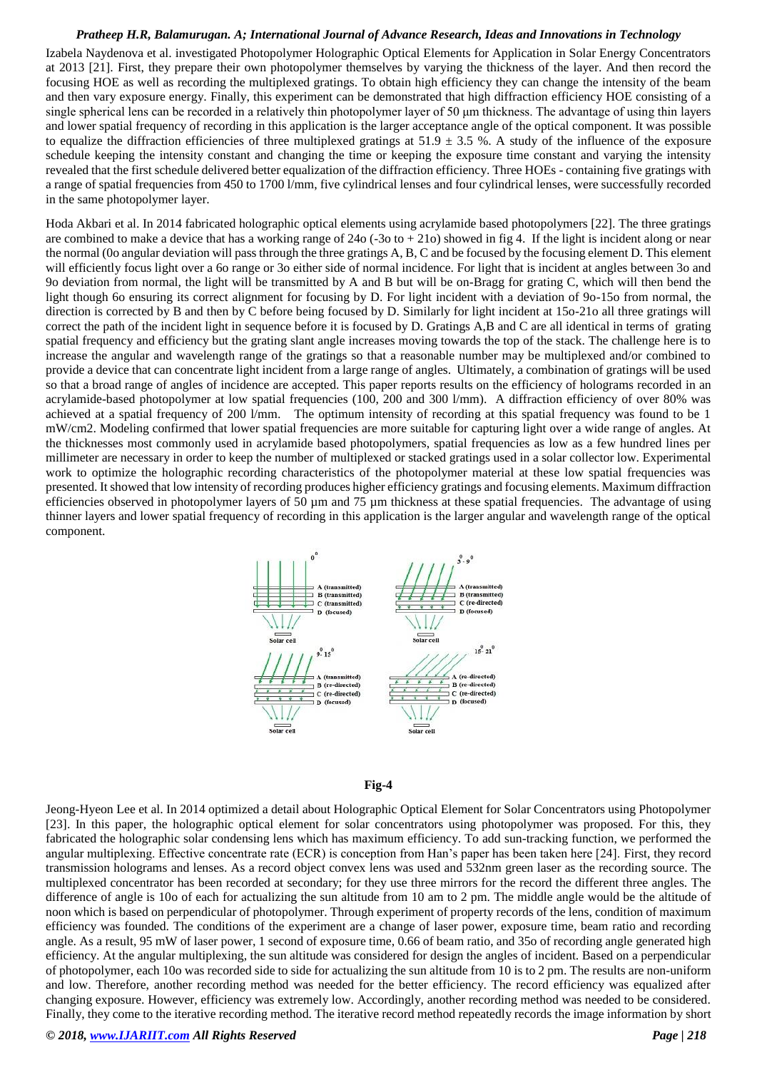Izabela Naydenova et al. investigated Photopolymer Holographic Optical Elements for Application in Solar Energy Concentrators at 2013 [21]. First, they prepare their own photopolymer themselves by varying the thickness of the layer. And then record the focusing HOE as well as recording the multiplexed gratings. To obtain high efficiency they can change the intensity of the beam and then vary exposure energy. Finally, this experiment can be demonstrated that high diffraction efficiency HOE consisting of a single spherical lens can be recorded in a relatively thin photopolymer layer of 50 μm thickness. The advantage of using thin layers and lower spatial frequency of recording in this application is the larger acceptance angle of the optical component. It was possible to equalize the diffraction efficiencies of three multiplexed gratings at 51.9 ± 3.5 %. A study of the influence of the exposure schedule keeping the intensity constant and changing the time or keeping the exposure time constant and varying the intensity revealed that the first schedule delivered better equalization of the diffraction efficiency. Three HOEs - containing five gratings with a range of spatial frequencies from 450 to 1700 l/mm, five cylindrical lenses and four cylindrical lenses, were successfully recorded in the same photopolymer layer.

Hoda Akbari et al. In 2014 fabricated holographic optical elements using acrylamide based photopolymers [22]. The three gratings are combined to make a device that has a working range of 24o (-3o to + 21o) showed in fig 4. If the light is incident along or near the normal (0o angular deviation will pass through the three gratings A, B, C and be focused by the focusing element D. This element will efficiently focus light over a 6o range or 3o either side of normal incidence. For light that is incident at angles between 3o and 9o deviation from normal, the light will be transmitted by A and B but will be on-Bragg for grating C, which will then bend the light though 6o ensuring its correct alignment for focusing by D. For light incident with a deviation of 9o-15o from normal, the direction is corrected by B and then by C before being focused by D. Similarly for light incident at 15o-21o all three gratings will correct the path of the incident light in sequence before it is focused by D. Gratings A,B and C are all identical in terms of grating spatial frequency and efficiency but the grating slant angle increases moving towards the top of the stack. The challenge here is to increase the angular and wavelength range of the gratings so that a reasonable number may be multiplexed and/or combined to provide a device that can concentrate light incident from a large range of angles. Ultimately, a combination of gratings will be used so that a broad range of angles of incidence are accepted. This paper reports results on the efficiency of holograms recorded in an acrylamide-based photopolymer at low spatial frequencies (100, 200 and 300 l/mm). A diffraction efficiency of over 80% was achieved at a spatial frequency of 200 l/mm. The optimum intensity of recording at this spatial frequency was found to be 1 mW/cm2. Modeling confirmed that lower spatial frequencies are more suitable for capturing light over a wide range of angles. At the thicknesses most commonly used in acrylamide based photopolymers, spatial frequencies as low as a few hundred lines per millimeter are necessary in order to keep the number of multiplexed or stacked gratings used in a solar collector low. Experimental work to optimize the holographic recording characteristics of the photopolymer material at these low spatial frequencies was presented. It showed that low intensity of recording produces higher efficiency gratings and focusing elements. Maximum diffraction efficiencies observed in photopolymer layers of 50 µm and 75 µm thickness at these spatial frequencies. The advantage of using thinner layers and lower spatial frequency of recording in this application is the larger angular and wavelength range of the optical component.

**Fig-4**

Jeong-Hyeon Lee et al. In 2014 optimized a detail about Holographic Optical Element for Solar Concentrators using Photopolymer [23]. In this paper, the holographic optical element for solar concentrators using photopolymer was proposed. For this, they fabricated the holographic solar condensing lens which has maximum efficiency. To add sun-tracking function, we performed the angular multiplexing. Effective concentrate rate (ECR) is conception from Han's paper has been taken here [24]. First, they record transmission holograms and lenses. As a record object convex lens was used and 532nm green laser as the recording source. The multiplexed concentrator has been recorded at secondary; for they use three mirrors for the record the different three angles. The difference of angle is 10o of each for actualizing the sun altitude from 10 am to 2 pm. The middle angle would be the altitude of noon which is based on perpendicular of photopolymer. Through experiment of property records of the lens, condition of maximum efficiency was founded. The conditions of the experiment are a change of laser power, exposure time, beam ratio and recording angle. As a result, 95 mW of laser power, 1 second of exposure time, 0.66 of beam ratio, and 35o of recording angle generated high efficiency. At the angular multiplexing, the sun altitude was considered for design the angles of incident. Based on a perpendicular of photopolymer, each 10o was recorded side to side for actualizing the sun altitude from 10 is to 2 pm. The results are non-uniform and low. Therefore, another recording method was needed for the better efficiency. The record efficiency was equalized after changing exposure. However, efficiency was extremely low. Accordingly, another recording method was needed to be considered. Finally, they come to the iterative recording method. The iterative record method repeatedly records the image information by short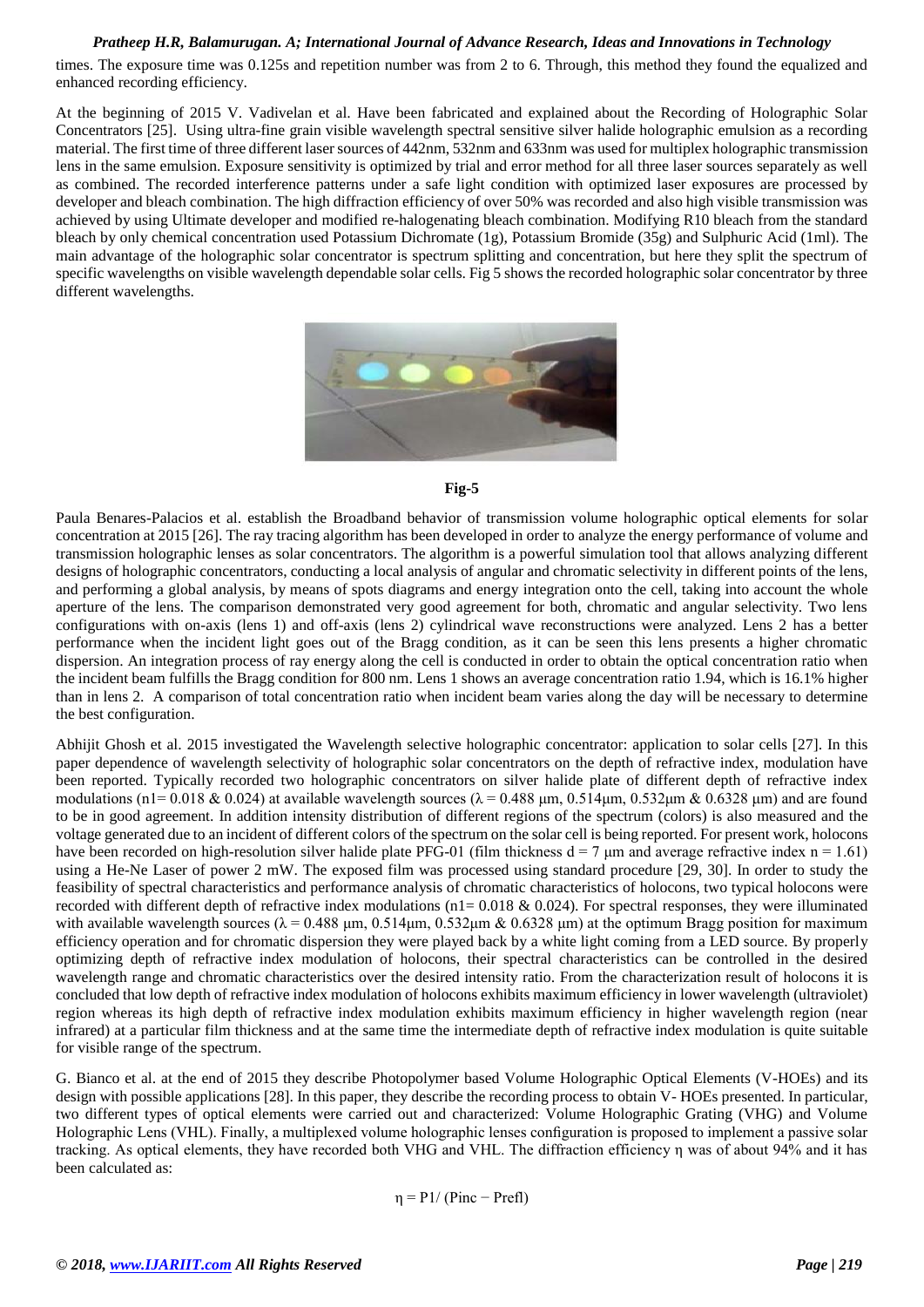times. The exposure time was 0.125s and repetition number was from 2 to 6. Through, this method they found the equalized and enhanced recording efficiency.

At the beginning of 2015 V. Vadivelan et al. Have been fabricated and explained about the Recording of Holographic Solar Concentrators [25]. Using ultra-fine grain visible wavelength spectral sensitive silver halide holographic emulsion as a recording material. The first time of three different laser sources of 442nm, 532nm and 633nm was used for multiplex holographic transmission lens in the same emulsion. Exposure sensitivity is optimized by trial and error method for all three laser sources separately as well as combined. The recorded interference patterns under a safe light condition with optimized laser exposures are processed by developer and bleach combination. The high diffraction efficiency of over 50% was recorded and also high visible transmission was achieved by using Ultimate developer and modified re-halogenating bleach combination. Modifying R10 bleach from the standard bleach by only chemical concentration used Potassium Dichromate (1g), Potassium Bromide (35g) and Sulphuric Acid (1ml). The main advantage of the holographic solar concentrator is spectrum splitting and concentration, but here they split the spectrum of specific wavelengths on visible wavelength dependable solar cells. Fig 5 shows the recorded holographic solar concentrator by three different wavelengths.

**Fig-5**

Paula Benares-Palacios et al. establish the Broadband behavior of transmission volume holographic optical elements for solar concentration at 2015 [26]. The ray tracing algorithm has been developed in order to analyze the energy performance of volume and transmission holographic lenses as solar concentrators. The algorithm is a powerful simulation tool that allows analyzing different designs of holographic concentrators, conducting a local analysis of angular and chromatic selectivity in different points of the lens, and performing a global analysis, by means of spots diagrams and energy integration onto the cell, taking into account the whole aperture of the lens. The comparison demonstrated very good agreement for both, chromatic and angular selectivity. Two lens configurations with on-axis (lens 1) and off-axis (lens 2) cylindrical wave reconstructions were analyzed. Lens 2 has a better performance when the incident light goes out of the Bragg condition, as it can be seen this lens presents a higher chromatic dispersion. An integration process of ray energy along the cell is conducted in order to obtain the optical concentration ratio when the incident beam fulfills the Bragg condition for 800 nm. Lens 1 shows an average concentration ratio 1.94, which is 16.1% higher than in lens 2. A comparison of total concentration ratio when incident beam varies along the day will be necessary to determine the best configuration.

Abhijit Ghosh et al. 2015 investigated the Wavelength selective holographic concentrator: application to solar cells [27]. In this paper dependence of wavelength selectivity of holographic solar concentrators on the depth of refractive index, modulation have been reported. Typically recorded two holographic concentrators on silver halide plate of different depth of refractive index modulations ($n1 = 0.018$ & $0.024$) at available wavelength sources ($\lambda = 0.488$ μm, $0.514$μm, $0.532$μm & $0.6328$ μm) and are found to be in good agreement. In addition intensity distribution of different regions of the spectrum (colors) is also measured and the voltage generated due to an incident of different colors of the spectrum on the solar cell is being reported. For present work, holocons have been recorded on high-resolution silver halide plate PFG-01 (film thickness $d = 7$ μm and average refractive index $n = 1.61$) using a He-Ne Laser of power 2 mW. The exposed film was processed using standard procedure [29, 30]. In order to study the feasibility of spectral characteristics and performance analysis of chromatic characteristics of holocons, two typical holocons were recorded with different depth of refractive index modulations ($n1 = 0.018$ & $0.024$). For spectral responses, they were illuminated with available wavelength sources ($\lambda = 0.488$ μm, $0.514$μm, $0.532$μm & $0.6328$ μm) at the optimum Bragg position for maximum efficiency operation and for chromatic dispersion they were played back by a white light coming from a LED source. By properly optimizing depth of refractive index modulation of holocons, their spectral characteristics can be controlled in the desired wavelength range and chromatic characteristics over the desired intensity ratio. From the characterization result of holocons it is concluded that low depth of refractive index modulation of holocons exhibits maximum efficiency in lower wavelength (ultraviolet) region whereas its high depth of refractive index modulation exhibits maximum efficiency in higher wavelength region (near infrared) at a particular film thickness and at the same time the intermediate depth of refractive index modulation is quite suitable for visible range of the spectrum.

G. Bianco et al. at the end of 2015 they describe Photopolymer based Volume Holographic Optical Elements (V-HOEs) and its design with possible applications [28]. In this paper, they describe the recording process to obtain V- HOEs presented. In particular, two different types of optical elements were carried out and characterized: Volume Holographic Grating (VHG) and Volume Holographic Lens (VHL). Finally, a multiplexed volume holographic lenses configuration is proposed to implement a passive solar tracking. As optical elements, they have recorded both VHG and VHL. The diffraction efficiency η was of about 94% and it has been calculated as:

$$\eta = P1/\ (Pinc - Prefl)$$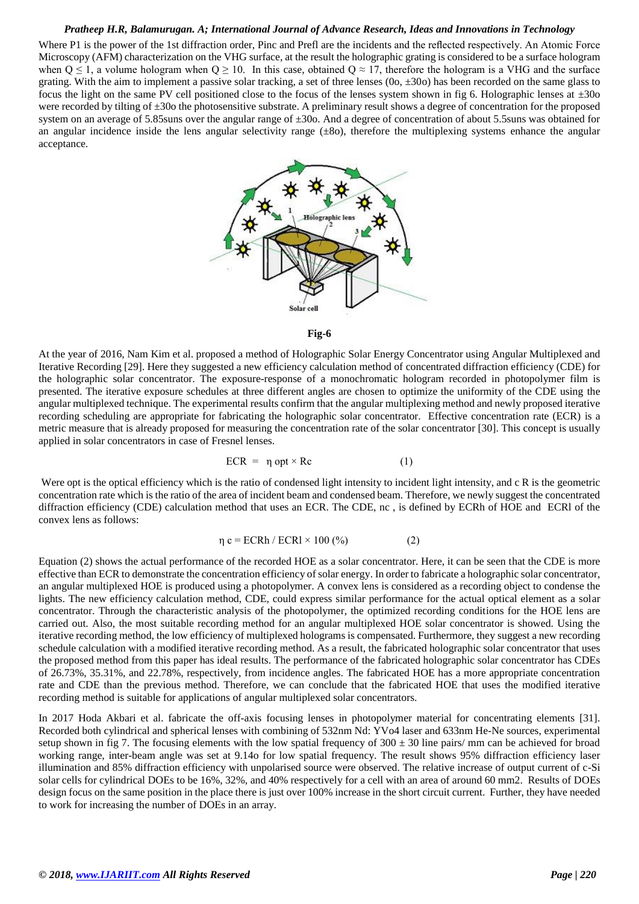Where P1 is the power of the 1st diffraction order, Pinc and Prefl are the incidents and the reflected respectively. An Atomic Force Microscopy (AFM) characterization on the VHG surface, at the result the holographic grating is considered to be a surface hologram when $Q \leq 1$, a volume hologram when $Q \geq 10$. In this case, obtained $Q \approx 17$, therefore the hologram is a VHG and the surface grating. With the aim to implement a passive solar tracking, a set of three lenses (0o, ±30o) has been recorded on the same glass to focus the light on the same PV cell positioned close to the focus of the lenses system shown in fig 6. Holographic lenses at ±30o were recorded by tilting of ±30o the photosensitive substrate. A preliminary result shows a degree of concentration for the proposed system on an average of 5.85suns over the angular range of ±30o. And a degree of concentration of about 5.5suns was obtained for an angular incidence inside the lens angular selectivity range (±8o), therefore the multiplexing systems enhance the angular acceptance.

**Fig-6**

At the year of 2016, Nam Kim et al. proposed a method of Holographic Solar Energy Concentrator using Angular Multiplexed and Iterative Recording [29]. Here they suggested a new efficiency calculation method of concentrated diffraction efficiency (CDE) for the holographic solar concentrator. The exposure-response of a monochromatic hologram recorded in photopolymer film is presented. The iterative exposure schedules at three different angles are chosen to optimize the uniformity of the CDE using the angular multiplexed technique. The experimental results confirm that the angular multiplexing method and newly proposed iterative recording scheduling are appropriate for fabricating the holographic solar concentrator. Effective concentration rate (ECR) is a metric measure that is already proposed for measuring the concentration rate of the solar concentrator [30]. This concept is usually applied in solar concentrators in case of Fresnel lenses.

$$ECR = \eta_{opt} \times R_c \qquad (1)$$

Were opt is the optical efficiency which is the ratio of condensed light intensity to incident light intensity, and c R is the geometric concentration rate which is the ratio of the area of incident beam and condensed beam. Therefore, we newly suggest the concentrated diffraction efficiency (CDE) calculation method that uses an ECR. The CDE, nc , is defined by ECRh of HOE and ECRl of the convex lens as follows:

$$\eta_c = ECR_h / ECR_l \times 100\ (\%) \qquad (2)$$

Equation (2) shows the actual performance of the recorded HOE as a solar concentrator. Here, it can be seen that the CDE is more effective than ECR to demonstrate the concentration efficiency of solar energy. In order to fabricate a holographic solar concentrator, an angular multiplexed HOE is produced using a photopolymer. A convex lens is considered as a recording object to condense the lights. The new efficiency calculation method, CDE, could express similar performance for the actual optical element as a solar concentrator. Through the characteristic analysis of the photopolymer, the optimized recording conditions for the HOE lens are carried out. Also, the most suitable recording method for an angular multiplexed HOE solar concentrator is showed. Using the iterative recording method, the low efficiency of multiplexed holograms is compensated. Furthermore, they suggest a new recording schedule calculation with a modified iterative recording method. As a result, the fabricated holographic solar concentrator that uses the proposed method from this paper has ideal results. The performance of the fabricated holographic solar concentrator has CDEs of 26.73%, 35.31%, and 22.78%, respectively, from incidence angles. The fabricated HOE has a more appropriate concentration rate and CDE than the previous method. Therefore, we can conclude that the fabricated HOE that uses the modified iterative recording method is suitable for applications of angular multiplexed solar concentrators.

In 2017 Hoda Akbari et al. fabricate the off-axis focusing lenses in photopolymer material for concentrating elements [31]. Recorded both cylindrical and spherical lenses with combining of 532nm Nd: YVo4 laser and 633nm He-Ne sources, experimental setup shown in fig 7. The focusing elements with the low spatial frequency of 300 ± 30 line pairs/ mm can be achieved for broad working range, inter-beam angle was set at 9.14o for low spatial frequency. The result shows 95% diffraction efficiency laser illumination and 85% diffraction efficiency with unpolarised source were observed. The relative increase of output current of c-Si solar cells for cylindrical DOEs to be 16%, 32%, and 40% respectively for a cell with an area of around 60 mm2. Results of DOEs design focus on the same position in the place there is just over 100% increase in the short circuit current. Further, they have needed to work for increasing the number of DOEs in an array.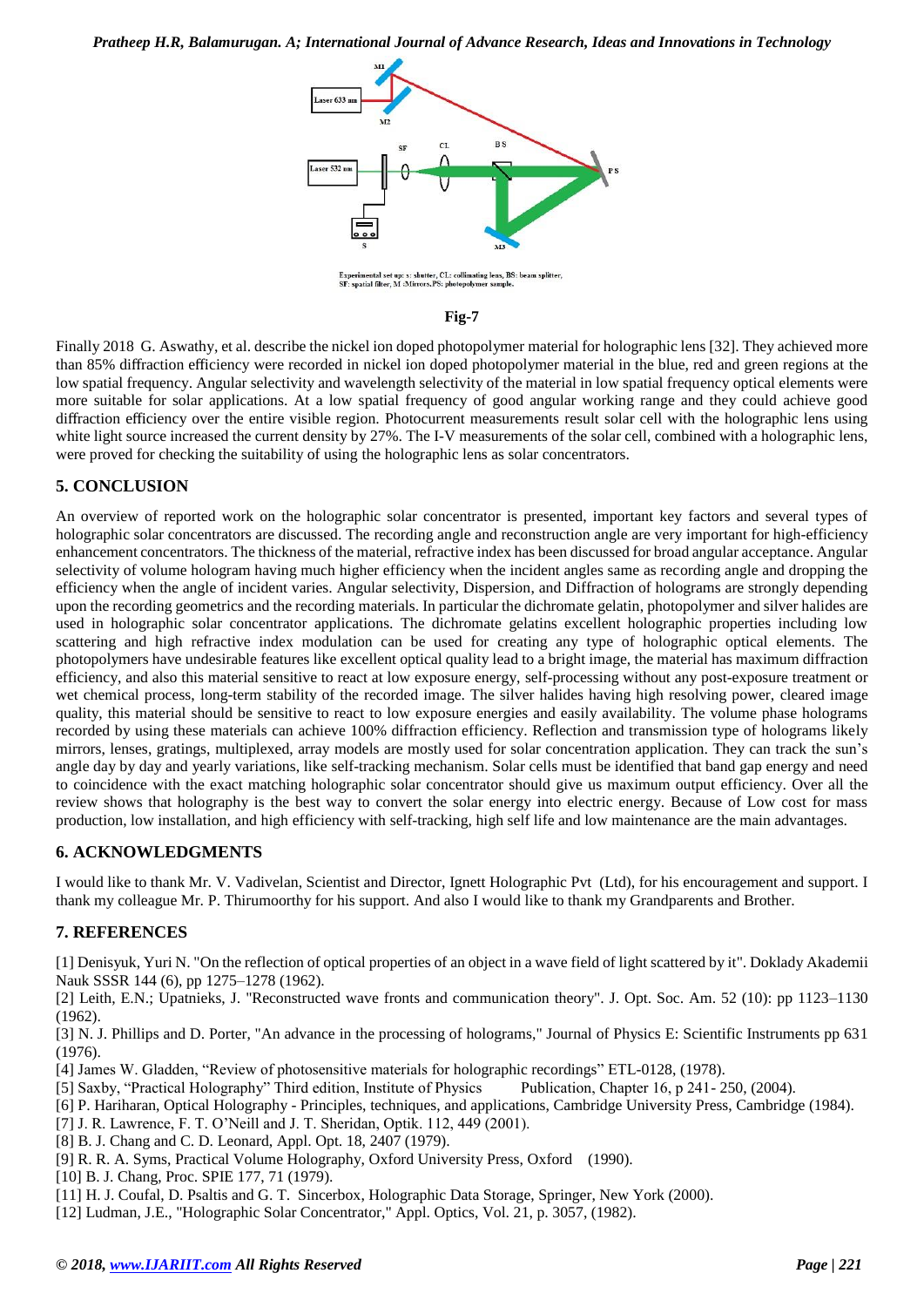Experimental set up: s: shutter, CL: collimating lens, BS: beam splitter, SF: spatial filter, M :Mirrors.PS: photopolymer sample.

**Fig-7**

Finally 2018 G. Aswathy, et al. describe the nickel ion doped photopolymer material for holographic lens [32]. They achieved more than 85% diffraction efficiency were recorded in nickel ion doped photopolymer material in the blue, red and green regions at the low spatial frequency. Angular selectivity and wavelength selectivity of the material in low spatial frequency optical elements were more suitable for solar applications. At a low spatial frequency of good angular working range and they could achieve good diffraction efficiency over the entire visible region. Photocurrent measurements result solar cell with the holographic lens using white light source increased the current density by 27%. The I-V measurements of the solar cell, combined with a holographic lens, were proved for checking the suitability of using the holographic lens as solar concentrators.

## 5. CONCLUSION

An overview of reported work on the holographic solar concentrator is presented, important key factors and several types of holographic solar concentrators are discussed. The recording angle and reconstruction angle are very important for high-efficiency enhancement concentrators. The thickness of the material, refractive index has been discussed for broad angular acceptance. Angular selectivity of volume hologram having much higher efficiency when the incident angles same as recording angle and dropping the efficiency when the angle of incident varies. Angular selectivity, Dispersion, and Diffraction of holograms are strongly depending upon the recording geometrics and the recording materials. In particular the dichromate gelatin, photopolymer and silver halides are used in holographic solar concentrator applications. The dichromate gelatins excellent holographic properties including low scattering and high refractive index modulation can be used for creating any type of holographic optical elements. The photopolymers have undesirable features like excellent optical quality lead to a bright image, the material has maximum diffraction efficiency, and also this material sensitive to react at low exposure energy, self-processing without any post-exposure treatment or wet chemical process, long-term stability of the recorded image. The silver halides having high resolving power, cleared image quality, this material should be sensitive to react to low exposure energies and easily availability. The volume phase holograms recorded by using these materials can achieve 100% diffraction efficiency. Reflection and transmission type of holograms likely mirrors, lenses, gratings, multiplexed, array models are mostly used for solar concentration application. They can track the sun's angle day by day and yearly variations, like self-tracking mechanism. Solar cells must be identified that band gap energy and need to coincidence with the exact matching holographic solar concentrator should give us maximum output efficiency. Over all the review shows that holography is the best way to convert the solar energy into electric energy. Because of Low cost for mass production, low installation, and high efficiency with self-tracking, high self life and low maintenance are the main advantages.

## 6. ACKNOWLEDGMENTS

I would like to thank Mr. V. Vadivelan, Scientist and Director, Ignett Holographic Pvt (Ltd), for his encouragement and support. I thank my colleague Mr. P. Thirumoorthy for his support. And also I would like to thank my Grandparents and Brother.

## 7. REFERENCES

[1] Denisyuk, Yuri N. "On the reflection of optical properties of an object in a wave field of light scattered by it". Doklady Akademii Nauk SSSR 144 (6), pp 1275–1278 (1962).

[2] Leith, E.N.; Upatnieks, J. "Reconstructed wave fronts and communication theory". J. Opt. Soc. Am. 52 (10): pp 1123–1130 (1962).

[3] N. J. Phillips and D. Porter, "An advance in the processing of holograms," Journal of Physics E: Scientific Instruments pp 631 (1976).

[4] James W. Gladden, "Review of photosensitive materials for holographic recordings" ETL-0128, (1978).

[5] Saxby, "Practical Holography" Third edition, Institute of Physics Publication, Chapter 16, p 241- 250, (2004).

[6] P. Hariharan, Optical Holography - Principles, techniques, and applications, Cambridge University Press, Cambridge (1984).

[7] J. R. Lawrence, F. T. O'Neill and J. T. Sheridan, Optik. 112, 449 (2001).

[8] B. J. Chang and C. D. Leonard, Appl. Opt. 18, 2407 (1979).

[9] R. R. A. Syms, Practical Volume Holography, Oxford University Press, Oxford (1990).

[10] B. J. Chang, Proc. SPIE 177, 71 (1979).

[11] H. J. Coufal, D. Psaltis and G. T. Sincerbox, Holographic Data Storage, Springer, New York (2000).

[12] Ludman, J.E., "Holographic Solar Concentrator," Appl. Optics, Vol. 21, p. 3057, (1982).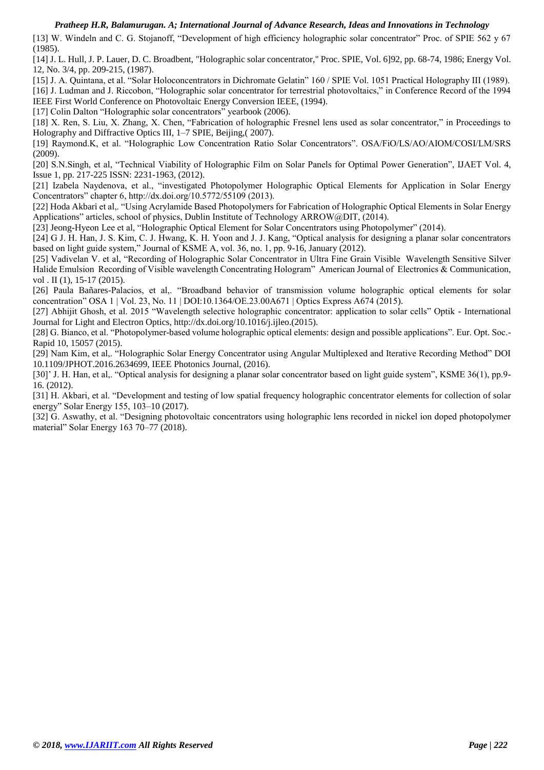[13] W. Windeln and C. G. Stojanoff, "Development of high efficiency holographic solar concentrator" Proc. of SPIE 562 y 67 (1985).

[14] J. L. Hull, J. P. Lauer, D. C. Broadbent, "Holographic solar concentrator," Proc. SPIE, Vol. 6]92, pp. 68-74, 1986; Energy Vol. 12, No. 3/4, pp. 209-215, (1987).

[15] J. A. Quintana, et al. "Solar Holoconcentrators in Dichromate Gelatin" 160 / SPIE Vol. 1051 Practical Holography III (1989).

[16] J. Ludman and J. Riccobon, "Holographic solar concentrator for terrestrial photovoltaics," in Conference Record of the 1994 IEEE First World Conference on Photovoltaic Energy Conversion IEEE, (1994).

[17] Colin Dalton "Holographic solar concentrators" yearbook (2006).

[18] X. Ren, S. Liu, X. Zhang, X. Chen, "Fabrication of holographic Fresnel lens used as solar concentrator," in Proceedings to Holography and Diffractive Optics III, 1–7 SPIE, Beijing,( 2007).

[19] Raymond.K, et al. "Holographic Low Concentration Ratio Solar Concentrators". OSA/FiO/LS/AO/AIOM/COSI/LM/SRS (2009).

[20] S.N.Singh, et al, "Technical Viability of Holographic Film on Solar Panels for Optimal Power Generation", IJAET Vol. 4, Issue 1, pp. 217-225 ISSN: 2231-1963, (2012).

[21] Izabela Naydenova, et al., "investigated Photopolymer Holographic Optical Elements for Application in Solar Energy Concentrators" chapter 6, http://dx.doi.org/10.5772/55109 (2013).

[22] Hoda Akbari et al,. "Using Acrylamide Based Photopolymers for Fabrication of Holographic Optical Elements in Solar Energy Applications" articles, school of physics, Dublin Institute of Technology ARROW@DIT, (2014).

[23] Jeong-Hyeon Lee et al, "Holographic Optical Element for Solar Concentrators using Photopolymer" (2014).

[24] G J. H. Han, J. S. Kim, C. J. Hwang, K. H. Yoon and J. J. Kang, "Optical analysis for designing a planar solar concentrators based on light guide system," Journal of KSME A, vol. 36, no. 1, pp. 9-16, January (2012).

[25] Vadivelan V. et al, "Recording of Holographic Solar Concentrator in Ultra Fine Grain Visible Wavelength Sensitive Silver Halide Emulsion Recording of Visible wavelength Concentrating Hologram" American Journal of Electronics & Communication, vol . II (1), 15-17 (2015).

[26] Paula Bañares-Palacios, et al,. "Broadband behavior of transmission volume holographic optical elements for solar concentration" OSA 1 | Vol. 23, No. 11 | DOI:10.1364/OE.23.00A671 | Optics Express A674 (2015).

[27] Abhijit Ghosh, et al. 2015 "Wavelength selective holographic concentrator: application to solar cells" Optik - International Journal for Light and Electron Optics, http://dx.doi.org/10.1016/j.ijleo.(2015).

[28] G. Bianco, et al. "Photopolymer-based volume holographic optical elements: design and possible applications". Eur. Opt. Soc.-Rapid 10, 15057 (2015).

[29] Nam Kim, et al,. "Holographic Solar Energy Concentrator using Angular Multiplexed and Iterative Recording Method" DOI 10.1109/JPHOT.2016.2634699, IEEE Photonics Journal, (2016).

[30]' J. H. Han, et al,. "Optical analysis for designing a planar solar concentrator based on light guide system", KSME 36(1), pp.9-16. (2012).

[31] H. Akbari, et al. "Development and testing of low spatial frequency holographic concentrator elements for collection of solar energy" Solar Energy 155, 103–10 (2017).

[32] G. Aswathy, et al. "Designing photovoltaic concentrators using holographic lens recorded in nickel ion doped photopolymer material" Solar Energy 163 70–77 (2018).